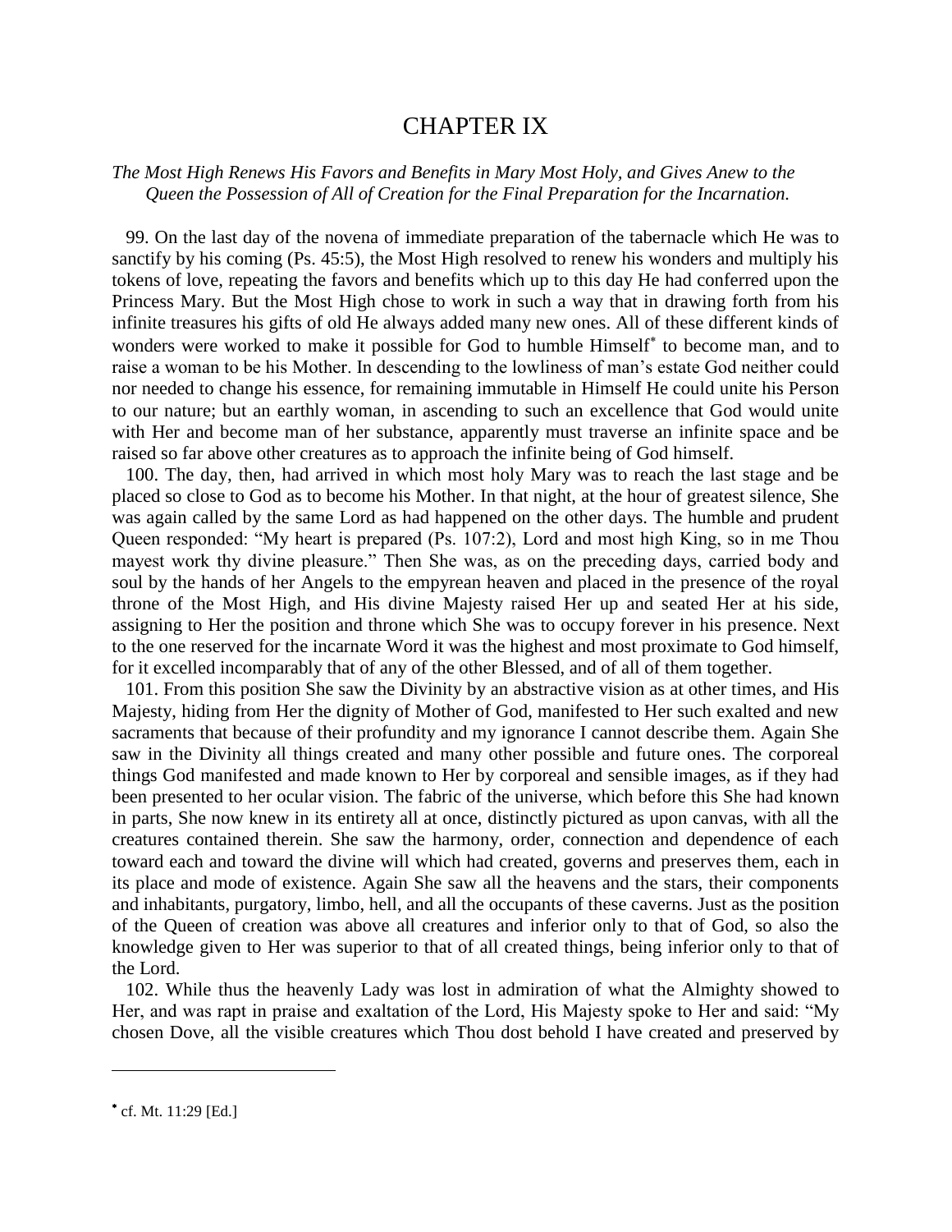# CHAPTER IX

*The Most High Renews His Favors and Benefits in Mary Most Holy, and Gives Anew to the Queen the Possession of All of Creation for the Final Preparation for the Incarnation.*

99. On the last day of the novena of immediate preparation of the tabernacle which He was to sanctify by his coming (Ps. 45:5), the Most High resolved to renew his wonders and multiply his tokens of love, repeating the favors and benefits which up to this day He had conferred upon the Princess Mary. But the Most High chose to work in such a way that in drawing forth from his infinite treasures his gifts of old He always added many new ones. All of these different kinds of wonders were worked to make it possible for God to humble Himself[*] to become man, and to raise a woman to be his Mother. In descending to the lowliness of man's estate God neither could nor needed to change his essence, for remaining immutable in Himself He could unite his Person to our nature; but an earthly woman, in ascending to such an excellence that God would unite with Her and become man of her substance, apparently must traverse an infinite space and be raised so far above other creatures as to approach the infinite being of God himself.

100. The day, then, had arrived in which most holy Mary was to reach the last stage and be placed so close to God as to become his Mother. In that night, at the hour of greatest silence, She was again called by the same Lord as had happened on the other days. The humble and prudent Queen responded: "My heart is prepared (Ps. 107:2), Lord and most high King, so in me Thou mayest work thy divine pleasure." Then She was, as on the preceding days, carried body and soul by the hands of her Angels to the empyrean heaven and placed in the presence of the royal throne of the Most High, and His divine Majesty raised Her up and seated Her at his side, assigning to Her the position and throne which She was to occupy forever in his presence. Next to the one reserved for the incarnate Word it was the highest and most proximate to God himself, for it excelled incomparably that of any of the other Blessed, and of all of them together.

101. From this position She saw the Divinity by an abstractive vision as at other times, and His Majesty, hiding from Her the dignity of Mother of God, manifested to Her such exalted and new sacraments that because of their profundity and my ignorance I cannot describe them. Again She saw in the Divinity all things created and many other possible and future ones. The corporeal things God manifested and made known to Her by corporeal and sensible images, as if they had been presented to her ocular vision. The fabric of the universe, which before this She had known in parts, She now knew in its entirety all at once, distinctly pictured as upon canvas, with all the creatures contained therein. She saw the harmony, order, connection and dependence of each toward each and toward the divine will which had created, governs and preserves them, each in its place and mode of existence. Again She saw all the heavens and the stars, their components and inhabitants, purgatory, limbo, hell, and all the occupants of these caverns. Just as the position of the Queen of creation was above all creatures and inferior only to that of God, so also the knowledge given to Her was superior to that of all created things, being inferior only to that of the Lord.

102. While thus the heavenly Lady was lost in admiration of what the Almighty showed to Her, and was rapt in praise and exaltation of the Lord, His Majesty spoke to Her and said: "My chosen Dove, all the visible creatures which Thou dost behold I have created and preserved by

---

[*] cf. Mt. 11:29 [Ed.]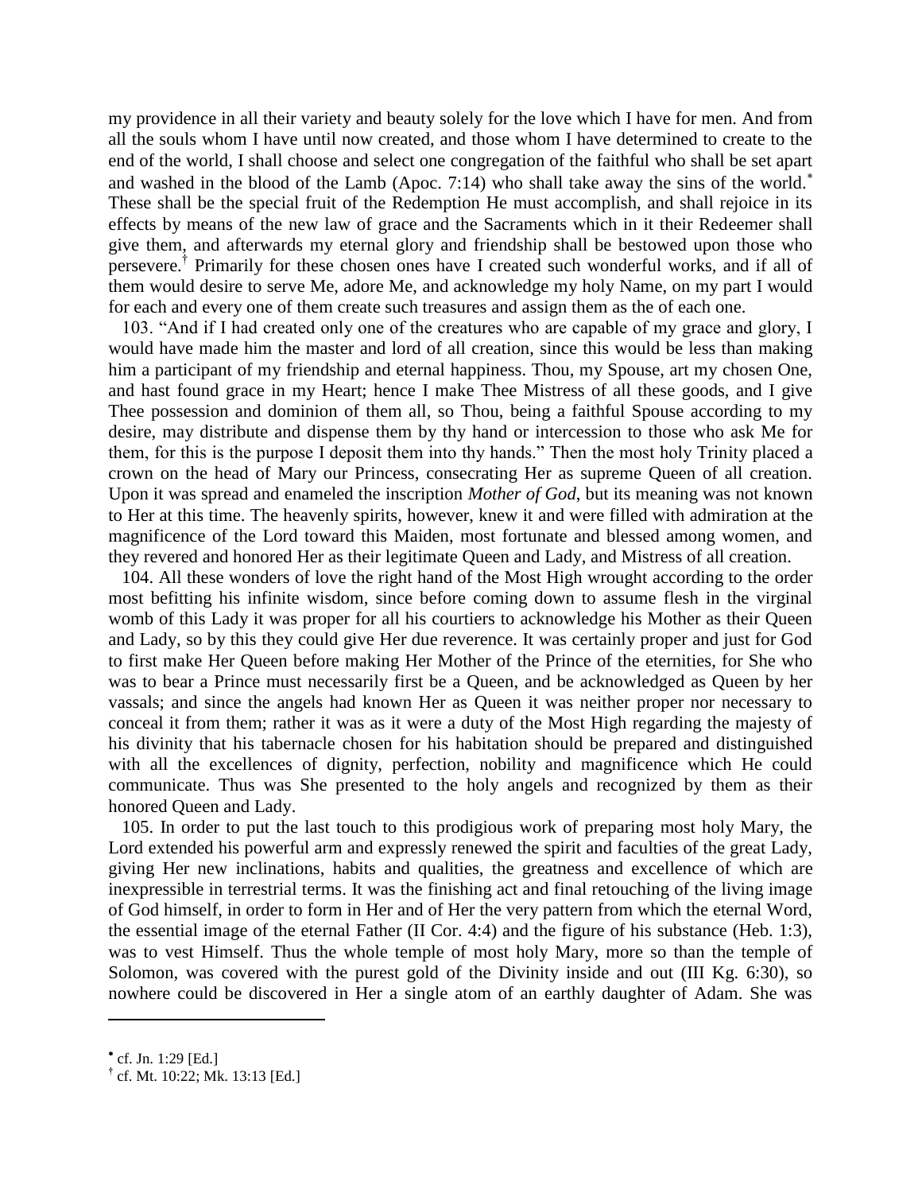my providence in all their variety and beauty solely for the love which I have for men. And from all the souls whom I have until now created, and those whom I have determined to create to the end of the world, I shall choose and select one congregation of the faithful who shall be set apart and washed in the blood of the Lamb (Apoc. 7:14) who shall take away the sins of the world.[*] These shall be the special fruit of the Redemption He must accomplish, and shall rejoice in its effects by means of the new law of grace and the Sacraments which in it their Redeemer shall give them, and afterwards my eternal glory and friendship shall be bestowed upon those who persevere.[†] Primarily for these chosen ones have I created such wonderful works, and if all of them would desire to serve Me, adore Me, and acknowledge my holy Name, on my part I would for each and every one of them create such treasures and assign them as the of each one.

103. "And if I had created only one of the creatures who are capable of my grace and glory, I would have made him the master and lord of all creation, since this would be less than making him a participant of my friendship and eternal happiness. Thou, my Spouse, art my chosen One, and hast found grace in my Heart; hence I make Thee Mistress of all these goods, and I give Thee possession and dominion of them all, so Thou, being a faithful Spouse according to my desire, may distribute and dispense them by thy hand or intercession to those who ask Me for them, for this is the purpose I deposit them into thy hands." Then the most holy Trinity placed a crown on the head of Mary our Princess, consecrating Her as supreme Queen of all creation. Upon it was spread and enameled the inscription *Mother of God*, but its meaning was not known to Her at this time. The heavenly spirits, however, knew it and were filled with admiration at the magnificence of the Lord toward this Maiden, most fortunate and blessed among women, and they revered and honored Her as their legitimate Queen and Lady, and Mistress of all creation.

104. All these wonders of love the right hand of the Most High wrought according to the order most befitting his infinite wisdom, since before coming down to assume flesh in the virginal womb of this Lady it was proper for all his courtiers to acknowledge his Mother as their Queen and Lady, so by this they could give Her due reverence. It was certainly proper and just for God to first make Her Queen before making Her Mother of the Prince of the eternities, for She who was to bear a Prince must necessarily first be a Queen, and be acknowledged as Queen by her vassals; and since the angels had known Her as Queen it was neither proper nor necessary to conceal it from them; rather it was as it were a duty of the Most High regarding the majesty of his divinity that his tabernacle chosen for his habitation should be prepared and distinguished with all the excellences of dignity, perfection, nobility and magnificence which He could communicate. Thus was She presented to the holy angels and recognized by them as their honored Queen and Lady.

105. In order to put the last touch to this prodigious work of preparing most holy Mary, the Lord extended his powerful arm and expressly renewed the spirit and faculties of the great Lady, giving Her new inclinations, habits and qualities, the greatness and excellence of which are inexpressible in terrestrial terms. It was the finishing act and final retouching of the living image of God himself, in order to form in Her and of Her the very pattern from which the eternal Word, the essential image of the eternal Father (II Cor. 4:4) and the figure of his substance (Heb. 1:3), was to vest Himself. Thus the whole temple of most holy Mary, more so than the temple of Solomon, was covered with the purest gold of the Divinity inside and out (III Kg. 6:30), so nowhere could be discovered in Her a single atom of an earthly daughter of Adam. She was

---

[*] cf. Jn. 1:29 [Ed.]

[†] cf. Mt. 10:22; Mk. 13:13 [Ed.]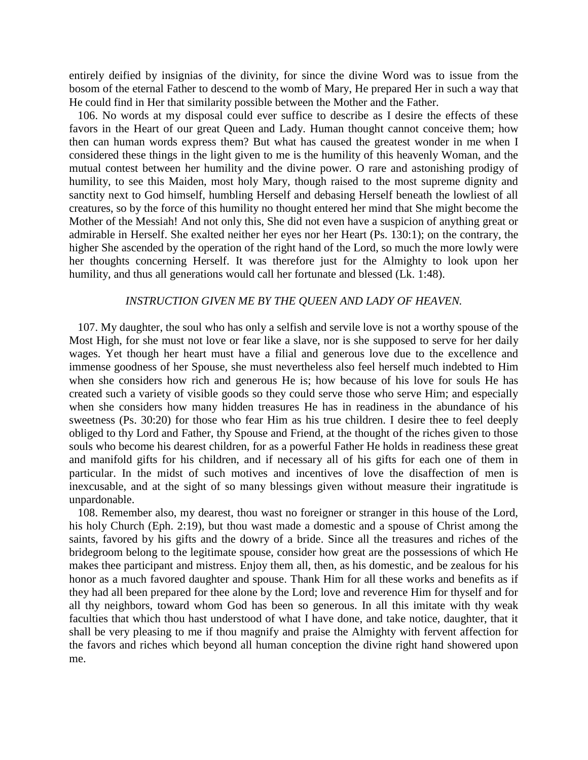entirely deified by insignias of the divinity, for since the divine Word was to issue from the bosom of the eternal Father to descend to the womb of Mary, He prepared Her in such a way that He could find in Her that similarity possible between the Mother and the Father.

106. No words at my disposal could ever suffice to describe as I desire the effects of these favors in the Heart of our great Queen and Lady. Human thought cannot conceive them; how then can human words express them? But what has caused the greatest wonder in me when I considered these things in the light given to me is the humility of this heavenly Woman, and the mutual contest between her humility and the divine power. O rare and astonishing prodigy of humility, to see this Maiden, most holy Mary, though raised to the most supreme dignity and sanctity next to God himself, humbling Herself and debasing Herself beneath the lowliest of all creatures, so by the force of this humility no thought entered her mind that She might become the Mother of the Messiah! And not only this, She did not even have a suspicion of anything great or admirable in Herself. She exalted neither her eyes nor her Heart (Ps. 130:1); on the contrary, the higher She ascended by the operation of the right hand of the Lord, so much the more lowly were her thoughts concerning Herself. It was therefore just for the Almighty to look upon her humility, and thus all generations would call her fortunate and blessed (Lk. 1:48).

*INSTRUCTION GIVEN ME BY THE QUEEN AND LADY OF HEAVEN.*

107. My daughter, the soul who has only a selfish and servile love is not a worthy spouse of the Most High, for she must not love or fear like a slave, nor is she supposed to serve for her daily wages. Yet though her heart must have a filial and generous love due to the excellence and immense goodness of her Spouse, she must nevertheless also feel herself much indebted to Him when she considers how rich and generous He is; how because of his love for souls He has created such a variety of visible goods so they could serve those who serve Him; and especially when she considers how many hidden treasures He has in readiness in the abundance of his sweetness (Ps. 30:20) for those who fear Him as his true children. I desire thee to feel deeply obliged to thy Lord and Father, thy Spouse and Friend, at the thought of the riches given to those souls who become his dearest children, for as a powerful Father He holds in readiness these great and manifold gifts for his children, and if necessary all of his gifts for each one of them in particular. In the midst of such motives and incentives of love the disaffection of men is inexcusable, and at the sight of so many blessings given without measure their ingratitude is unpardonable.

108. Remember also, my dearest, thou wast no foreigner or stranger in this house of the Lord, his holy Church (Eph. 2:19), but thou wast made a domestic and a spouse of Christ among the saints, favored by his gifts and the dowry of a bride. Since all the treasures and riches of the bridegroom belong to the legitimate spouse, consider how great are the possessions of which He makes thee participant and mistress. Enjoy them all, then, as his domestic, and be zealous for his honor as a much favored daughter and spouse. Thank Him for all these works and benefits as if they had all been prepared for thee alone by the Lord; love and reverence Him for thyself and for all thy neighbors, toward whom God has been so generous. In all this imitate with thy weak faculties that which thou hast understood of what I have done, and take notice, daughter, that it shall be very pleasing to me if thou magnify and praise the Almighty with fervent affection for the favors and riches which beyond all human conception the divine right hand showered upon me.